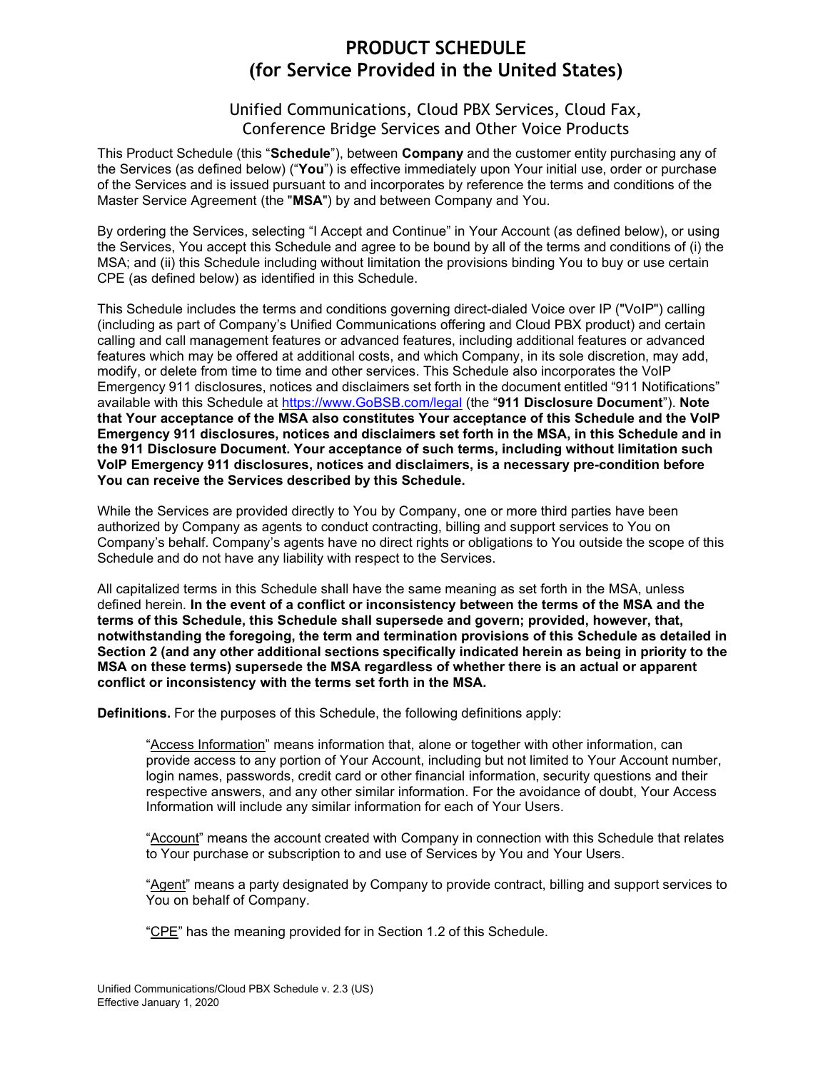# PRODUCT SCHEDULE
# (for Service Provided in the United States)

## Unified Communications, Cloud PBX Services, Cloud Fax, Conference Bridge Services and Other Voice Products

This Product Schedule (this "**Schedule**"), between **Company** and the customer entity purchasing any of the Services (as defined below) ("**You**") is effective immediately upon Your initial use, order or purchase of the Services and is issued pursuant to and incorporates by reference the terms and conditions of the Master Service Agreement (the "**MSA**") by and between Company and You.

By ordering the Services, selecting "I Accept and Continue" in Your Account (as defined below), or using the Services, You accept this Schedule and agree to be bound by all of the terms and conditions of (i) the MSA; and (ii) this Schedule including without limitation the provisions binding You to buy or use certain CPE (as defined below) as identified in this Schedule.

This Schedule includes the terms and conditions governing direct-dialed Voice over IP ("VoIP") calling (including as part of Company's Unified Communications offering and Cloud PBX product) and certain calling and call management features or advanced features, including additional features or advanced features which may be offered at additional costs, and which Company, in its sole discretion, may add, modify, or delete from time to time and other services. This Schedule also incorporates the VoIP Emergency 911 disclosures, notices and disclaimers set forth in the document entitled "911 Notifications" available with this Schedule at https://www.GoBSB.com/legal (the "**911 Disclosure Document**"). **Note that Your acceptance of the MSA also constitutes Your acceptance of this Schedule and the VoIP Emergency 911 disclosures, notices and disclaimers set forth in the MSA, in this Schedule and in the 911 Disclosure Document. Your acceptance of such terms, including without limitation such VoIP Emergency 911 disclosures, notices and disclaimers, is a necessary pre-condition before You can receive the Services described by this Schedule.**

While the Services are provided directly to You by Company, one or more third parties have been authorized by Company as agents to conduct contracting, billing and support services to You on Company's behalf. Company's agents have no direct rights or obligations to You outside the scope of this Schedule and do not have any liability with respect to the Services.

All capitalized terms in this Schedule shall have the same meaning as set forth in the MSA, unless defined herein. **In the event of a conflict or inconsistency between the terms of the MSA and the terms of this Schedule, this Schedule shall supersede and govern; provided, however, that, notwithstanding the foregoing, the term and termination provisions of this Schedule as detailed in Section 2 (and any other additional sections specifically indicated herein as being in priority to the MSA on these terms) supersede the MSA regardless of whether there is an actual or apparent conflict or inconsistency with the terms set forth in the MSA.**

**Definitions.** For the purposes of this Schedule, the following definitions apply:

"Access Information" means information that, alone or together with other information, can provide access to any portion of Your Account, including but not limited to Your Account number, login names, passwords, credit card or other financial information, security questions and their respective answers, and any other similar information. For the avoidance of doubt, Your Access Information will include any similar information for each of Your Users.

"Account" means the account created with Company in connection with this Schedule that relates to Your purchase or subscription to and use of Services by You and Your Users.

"Agent" means a party designated by Company to provide contract, billing and support services to You on behalf of Company.

"CPE" has the meaning provided for in Section 1.2 of this Schedule.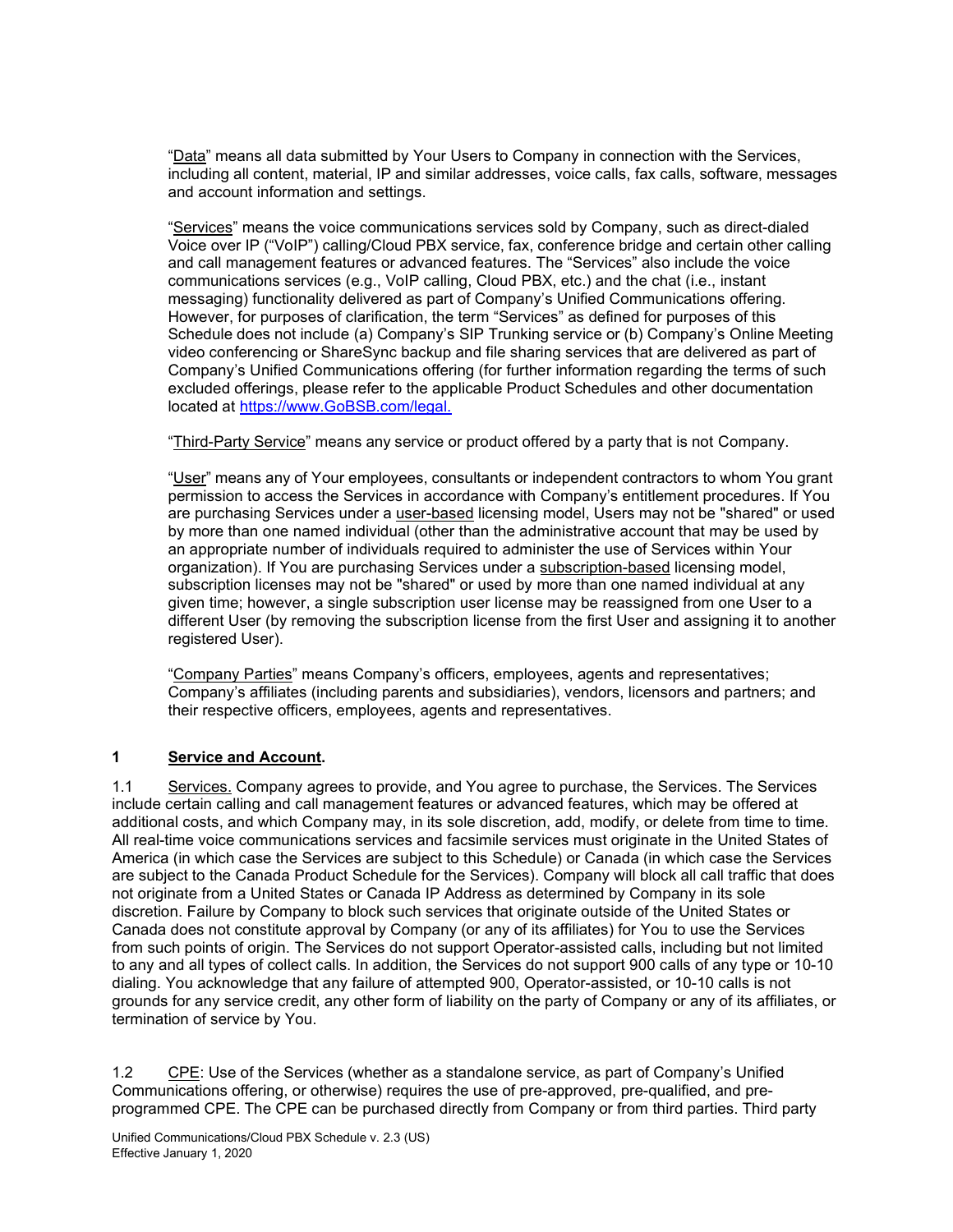"Data" means all data submitted by Your Users to Company in connection with the Services, including all content, material, IP and similar addresses, voice calls, fax calls, software, messages and account information and settings.

"Services" means the voice communications services sold by Company, such as direct-dialed Voice over IP ("VoIP") calling/Cloud PBX service, fax, conference bridge and certain other calling and call management features or advanced features. The "Services" also include the voice communications services (e.g., VoIP calling, Cloud PBX, etc.) and the chat (i.e., instant messaging) functionality delivered as part of Company's Unified Communications offering. However, for purposes of clarification, the term "Services" as defined for purposes of this Schedule does not include (a) Company's SIP Trunking service or (b) Company's Online Meeting video conferencing or ShareSync backup and file sharing services that are delivered as part of Company's Unified Communications offering (for further information regarding the terms of such excluded offerings, please refer to the applicable Product Schedules and other documentation located at https://www.GoBSB.com/legal.

"Third-Party Service" means any service or product offered by a party that is not Company.

"User" means any of Your employees, consultants or independent contractors to whom You grant permission to access the Services in accordance with Company's entitlement procedures. If You are purchasing Services under a user-based licensing model, Users may not be "shared" or used by more than one named individual (other than the administrative account that may be used by an appropriate number of individuals required to administer the use of Services within Your organization). If You are purchasing Services under a subscription-based licensing model, subscription licenses may not be "shared" or used by more than one named individual at any given time; however, a single subscription user license may be reassigned from one User to a different User (by removing the subscription license from the first User and assigning it to another registered User).

"Company Parties" means Company's officers, employees, agents and representatives; Company's affiliates (including parents and subsidiaries), vendors, licensors and partners; and their respective officers, employees, agents and representatives.

## 1 Service and Account.

1.1 Services. Company agrees to provide, and You agree to purchase, the Services. The Services include certain calling and call management features or advanced features, which may be offered at additional costs, and which Company may, in its sole discretion, add, modify, or delete from time to time. All real-time voice communications services and facsimile services must originate in the United States of America (in which case the Services are subject to this Schedule) or Canada (in which case the Services are subject to the Canada Product Schedule for the Services). Company will block all call traffic that does not originate from a United States or Canada IP Address as determined by Company in its sole discretion. Failure by Company to block such services that originate outside of the United States or Canada does not constitute approval by Company (or any of its affiliates) for You to use the Services from such points of origin. The Services do not support Operator-assisted calls, including but not limited to any and all types of collect calls. In addition, the Services do not support 900 calls of any type or 10-10 dialing. You acknowledge that any failure of attempted 900, Operator-assisted, or 10-10 calls is not grounds for any service credit, any other form of liability on the party of Company or any of its affiliates, or termination of service by You.

1.2 CPE: Use of the Services (whether as a standalone service, as part of Company's Unified Communications offering, or otherwise) requires the use of pre-approved, pre-qualified, and pre-programmed CPE. The CPE can be purchased directly from Company or from third parties. Third party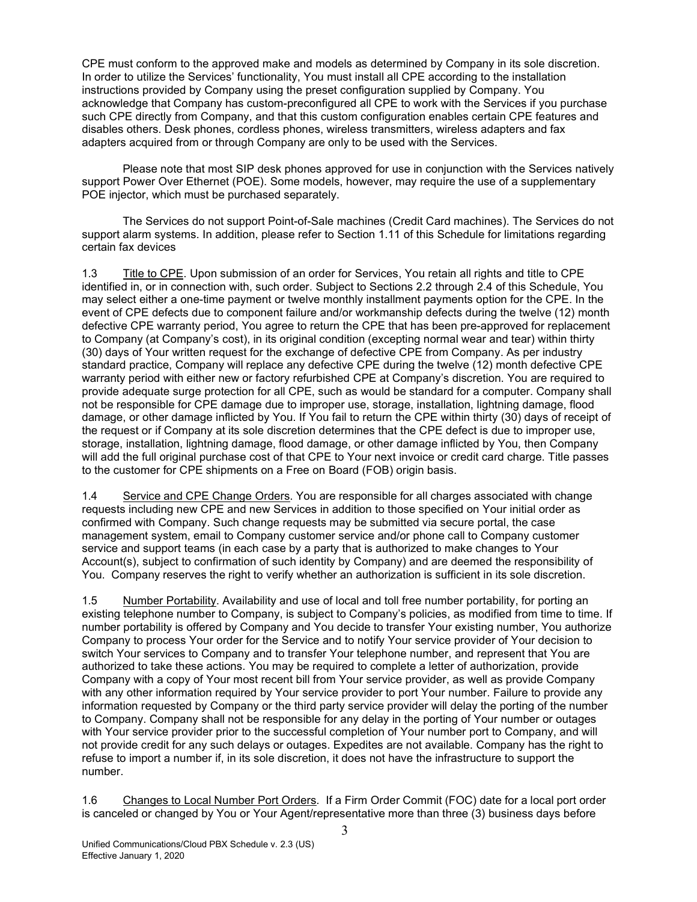CPE must conform to the approved make and models as determined by Company in its sole discretion. In order to utilize the Services' functionality, You must install all CPE according to the installation instructions provided by Company using the preset configuration supplied by Company. You acknowledge that Company has custom-preconfigured all CPE to work with the Services if you purchase such CPE directly from Company, and that this custom configuration enables certain CPE features and disables others. Desk phones, cordless phones, wireless transmitters, wireless adapters and fax adapters acquired from or through Company are only to be used with the Services.

Please note that most SIP desk phones approved for use in conjunction with the Services natively support Power Over Ethernet (POE). Some models, however, may require the use of a supplementary POE injector, which must be purchased separately.

The Services do not support Point-of-Sale machines (Credit Card machines). The Services do not support alarm systems. In addition, please refer to Section 1.11 of this Schedule for limitations regarding certain fax devices

1.3 Title to CPE. Upon submission of an order for Services, You retain all rights and title to CPE identified in, or in connection with, such order. Subject to Sections 2.2 through 2.4 of this Schedule, You may select either a one-time payment or twelve monthly installment payments option for the CPE. In the event of CPE defects due to component failure and/or workmanship defects during the twelve (12) month defective CPE warranty period, You agree to return the CPE that has been pre-approved for replacement to Company (at Company's cost), in its original condition (excepting normal wear and tear) within thirty (30) days of Your written request for the exchange of defective CPE from Company. As per industry standard practice, Company will replace any defective CPE during the twelve (12) month defective CPE warranty period with either new or factory refurbished CPE at Company's discretion. You are required to provide adequate surge protection for all CPE, such as would be standard for a computer. Company shall not be responsible for CPE damage due to improper use, storage, installation, lightning damage, flood damage, or other damage inflicted by You. If You fail to return the CPE within thirty (30) days of receipt of the request or if Company at its sole discretion determines that the CPE defect is due to improper use, storage, installation, lightning damage, flood damage, or other damage inflicted by You, then Company will add the full original purchase cost of that CPE to Your next invoice or credit card charge. Title passes to the customer for CPE shipments on a Free on Board (FOB) origin basis.

1.4 Service and CPE Change Orders. You are responsible for all charges associated with change requests including new CPE and new Services in addition to those specified on Your initial order as confirmed with Company. Such change requests may be submitted via secure portal, the case management system, email to Company customer service and/or phone call to Company customer service and support teams (in each case by a party that is authorized to make changes to Your Account(s), subject to confirmation of such identity by Company) and are deemed the responsibility of You. Company reserves the right to verify whether an authorization is sufficient in its sole discretion.

1.5 Number Portability. Availability and use of local and toll free number portability, for porting an existing telephone number to Company, is subject to Company's policies, as modified from time to time. If number portability is offered by Company and You decide to transfer Your existing number, You authorize Company to process Your order for the Service and to notify Your service provider of Your decision to switch Your services to Company and to transfer Your telephone number, and represent that You are authorized to take these actions. You may be required to complete a letter of authorization, provide Company with a copy of Your most recent bill from Your service provider, as well as provide Company with any other information required by Your service provider to port Your number. Failure to provide any information requested by Company or the third party service provider will delay the porting of the number to Company. Company shall not be responsible for any delay in the porting of Your number or outages with Your service provider prior to the successful completion of Your number port to Company, and will not provide credit for any such delays or outages. Expedites are not available. Company has the right to refuse to import a number if, in its sole discretion, it does not have the infrastructure to support the number.

1.6 Changes to Local Number Port Orders. If a Firm Order Commit (FOC) date for a local port order is canceled or changed by You or Your Agent/representative more than three (3) business days before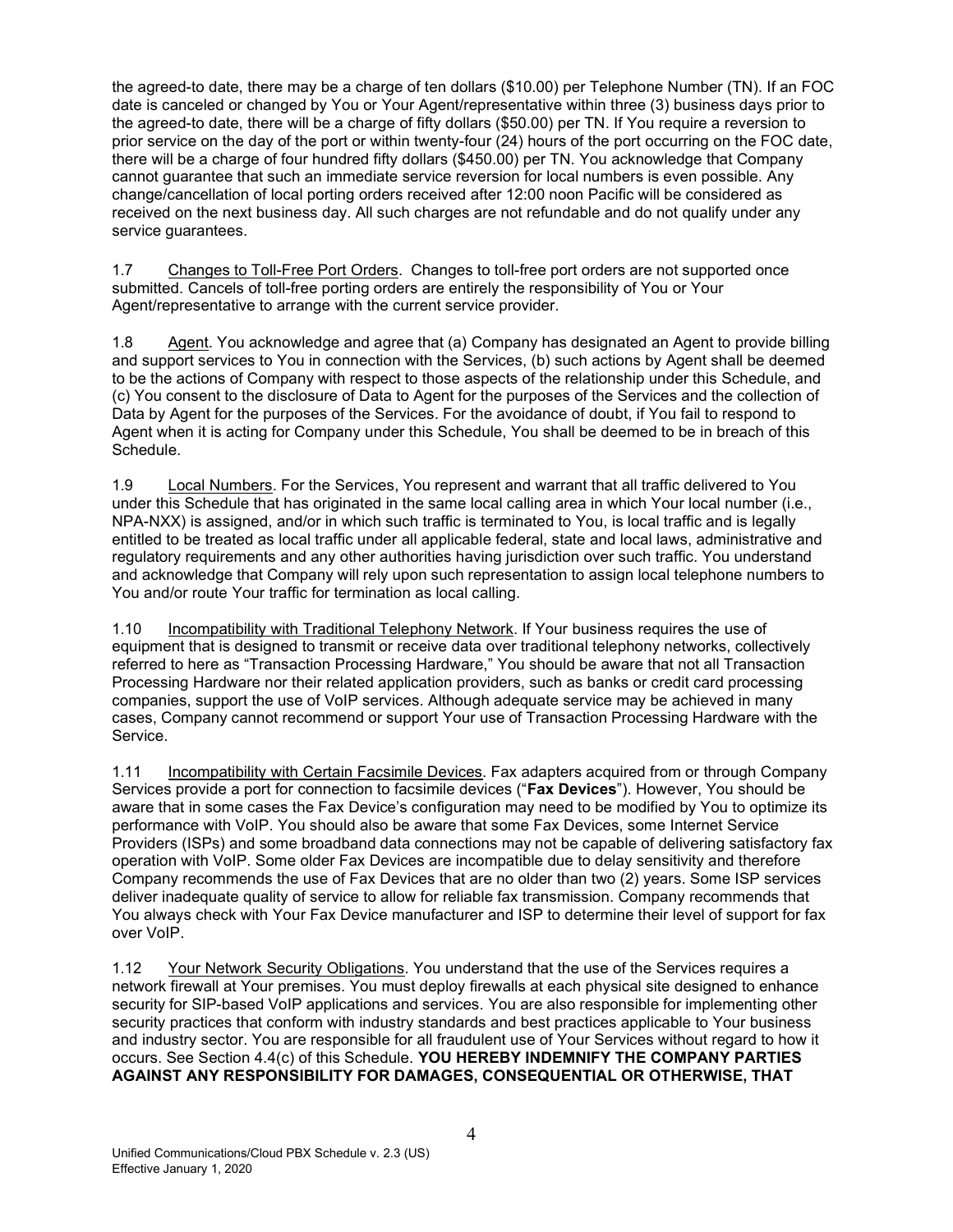the agreed-to date, there may be a charge of ten dollars ($10.00) per Telephone Number (TN). If an FOC date is canceled or changed by You or Your Agent/representative within three (3) business days prior to the agreed-to date, there will be a charge of fifty dollars ($50.00) per TN. If You require a reversion to prior service on the day of the port or within twenty-four (24) hours of the port occurring on the FOC date, there will be a charge of four hundred fifty dollars ($450.00) per TN. You acknowledge that Company cannot guarantee that such an immediate service reversion for local numbers is even possible. Any change/cancellation of local porting orders received after 12:00 noon Pacific will be considered as received on the next business day. All such charges are not refundable and do not qualify under any service guarantees.

1.7 Changes to Toll-Free Port Orders. Changes to toll-free port orders are not supported once submitted. Cancels of toll-free porting orders are entirely the responsibility of You or Your Agent/representative to arrange with the current service provider.

1.8 Agent. You acknowledge and agree that (a) Company has designated an Agent to provide billing and support services to You in connection with the Services, (b) such actions by Agent shall be deemed to be the actions of Company with respect to those aspects of the relationship under this Schedule, and (c) You consent to the disclosure of Data to Agent for the purposes of the Services and the collection of Data by Agent for the purposes of the Services. For the avoidance of doubt, if You fail to respond to Agent when it is acting for Company under this Schedule, You shall be deemed to be in breach of this Schedule.

1.9 Local Numbers. For the Services, You represent and warrant that all traffic delivered to You under this Schedule that has originated in the same local calling area in which Your local number (i.e., NPA-NXX) is assigned, and/or in which such traffic is terminated to You, is local traffic and is legally entitled to be treated as local traffic under all applicable federal, state and local laws, administrative and regulatory requirements and any other authorities having jurisdiction over such traffic. You understand and acknowledge that Company will rely upon such representation to assign local telephone numbers to You and/or route Your traffic for termination as local calling.

1.10 Incompatibility with Traditional Telephony Network. If Your business requires the use of equipment that is designed to transmit or receive data over traditional telephony networks, collectively referred to here as "Transaction Processing Hardware," You should be aware that not all Transaction Processing Hardware nor their related application providers, such as banks or credit card processing companies, support the use of VoIP services. Although adequate service may be achieved in many cases, Company cannot recommend or support Your use of Transaction Processing Hardware with the Service.

1.11 Incompatibility with Certain Facsimile Devices. Fax adapters acquired from or through Company Services provide a port for connection to facsimile devices ("**Fax Devices**"). However, You should be aware that in some cases the Fax Device's configuration may need to be modified by You to optimize its performance with VoIP. You should also be aware that some Fax Devices, some Internet Service Providers (ISPs) and some broadband data connections may not be capable of delivering satisfactory fax operation with VoIP. Some older Fax Devices are incompatible due to delay sensitivity and therefore Company recommends the use of Fax Devices that are no older than two (2) years. Some ISP services deliver inadequate quality of service to allow for reliable fax transmission. Company recommends that You always check with Your Fax Device manufacturer and ISP to determine their level of support for fax over VoIP.

1.12 Your Network Security Obligations. You understand that the use of the Services requires a network firewall at Your premises. You must deploy firewalls at each physical site designed to enhance security for SIP-based VoIP applications and services. You are also responsible for implementing other security practices that conform with industry standards and best practices applicable to Your business and industry sector. You are responsible for all fraudulent use of Your Services without regard to how it occurs. See Section 4.4(c) of this Schedule. **YOU HEREBY INDEMNIFY THE COMPANY PARTIES AGAINST ANY RESPONSIBILITY FOR DAMAGES, CONSEQUENTIAL OR OTHERWISE, THAT**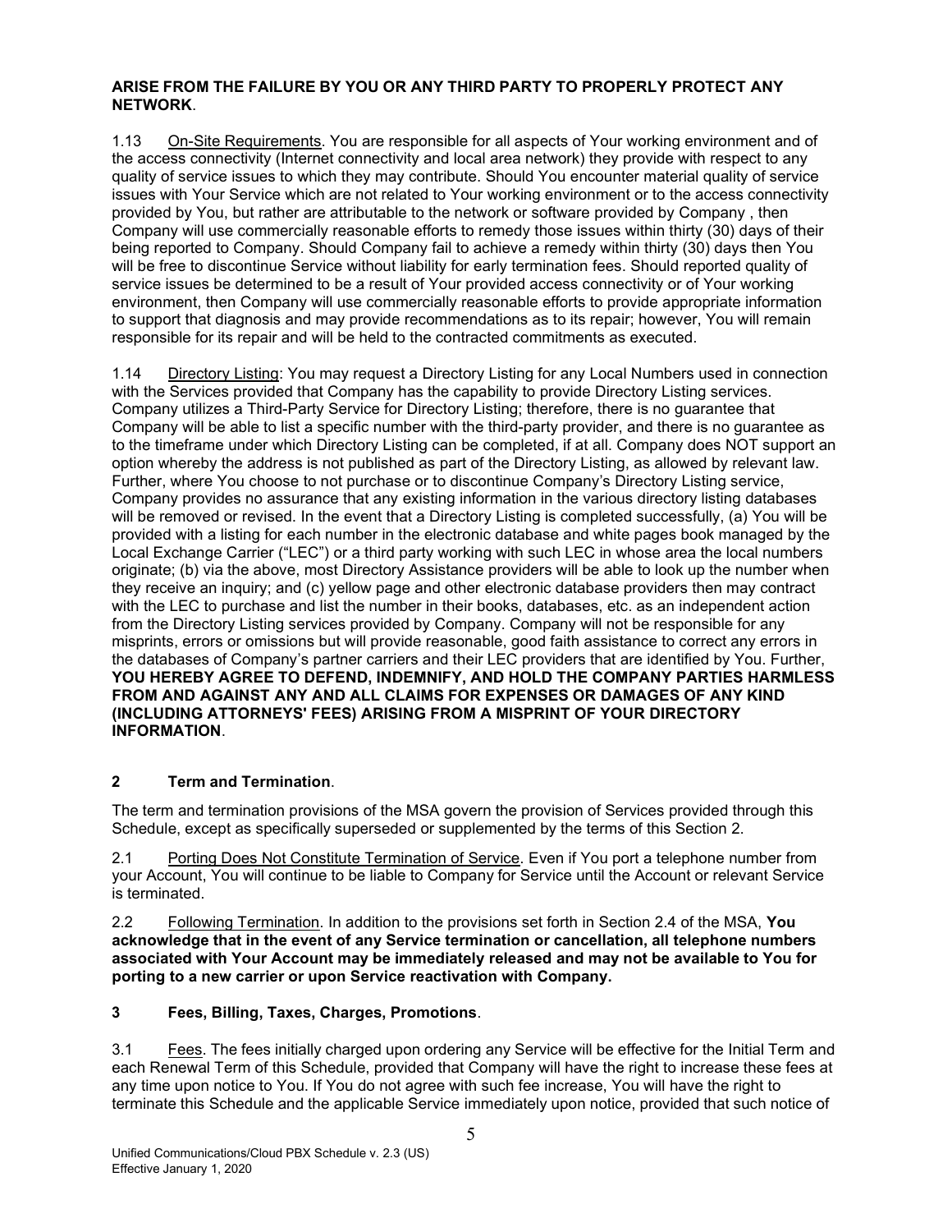**ARISE FROM THE FAILURE BY YOU OR ANY THIRD PARTY TO PROPERLY PROTECT ANY NETWORK**.

1.13 On-Site Requirements. You are responsible for all aspects of Your working environment and of the access connectivity (Internet connectivity and local area network) they provide with respect to any quality of service issues to which they may contribute. Should You encounter material quality of service issues with Your Service which are not related to Your working environment or to the access connectivity provided by You, but rather are attributable to the network or software provided by Company , then Company will use commercially reasonable efforts to remedy those issues within thirty (30) days of their being reported to Company. Should Company fail to achieve a remedy within thirty (30) days then You will be free to discontinue Service without liability for early termination fees. Should reported quality of service issues be determined to be a result of Your provided access connectivity or of Your working environment, then Company will use commercially reasonable efforts to provide appropriate information to support that diagnosis and may provide recommendations as to its repair; however, You will remain responsible for its repair and will be held to the contracted commitments as executed.

1.14 Directory Listing: You may request a Directory Listing for any Local Numbers used in connection with the Services provided that Company has the capability to provide Directory Listing services. Company utilizes a Third-Party Service for Directory Listing; therefore, there is no guarantee that Company will be able to list a specific number with the third-party provider, and there is no guarantee as to the timeframe under which Directory Listing can be completed, if at all. Company does NOT support an option whereby the address is not published as part of the Directory Listing, as allowed by relevant law. Further, where You choose to not purchase or to discontinue Company's Directory Listing service, Company provides no assurance that any existing information in the various directory listing databases will be removed or revised. In the event that a Directory Listing is completed successfully, (a) You will be provided with a listing for each number in the electronic database and white pages book managed by the Local Exchange Carrier ("LEC") or a third party working with such LEC in whose area the local numbers originate; (b) via the above, most Directory Assistance providers will be able to look up the number when they receive an inquiry; and (c) yellow page and other electronic database providers then may contract with the LEC to purchase and list the number in their books, databases, etc. as an independent action from the Directory Listing services provided by Company. Company will not be responsible for any misprints, errors or omissions but will provide reasonable, good faith assistance to correct any errors in the databases of Company's partner carriers and their LEC providers that are identified by You. Further, **YOU HEREBY AGREE TO DEFEND, INDEMNIFY, AND HOLD THE COMPANY PARTIES HARMLESS FROM AND AGAINST ANY AND ALL CLAIMS FOR EXPENSES OR DAMAGES OF ANY KIND (INCLUDING ATTORNEYS' FEES) ARISING FROM A MISPRINT OF YOUR DIRECTORY INFORMATION**.

## 2 Term and Termination.

The term and termination provisions of the MSA govern the provision of Services provided through this Schedule, except as specifically superseded or supplemented by the terms of this Section 2.

2.1 Porting Does Not Constitute Termination of Service. Even if You port a telephone number from your Account, You will continue to be liable to Company for Service until the Account or relevant Service is terminated.

2.2 Following Termination. In addition to the provisions set forth in Section 2.4 of the MSA, **You acknowledge that in the event of any Service termination or cancellation, all telephone numbers associated with Your Account may be immediately released and may not be available to You for porting to a new carrier or upon Service reactivation with Company.**

## 3 Fees, Billing, Taxes, Charges, Promotions.

3.1 Fees. The fees initially charged upon ordering any Service will be effective for the Initial Term and each Renewal Term of this Schedule, provided that Company will have the right to increase these fees at any time upon notice to You. If You do not agree with such fee increase, You will have the right to terminate this Schedule and the applicable Service immediately upon notice, provided that such notice of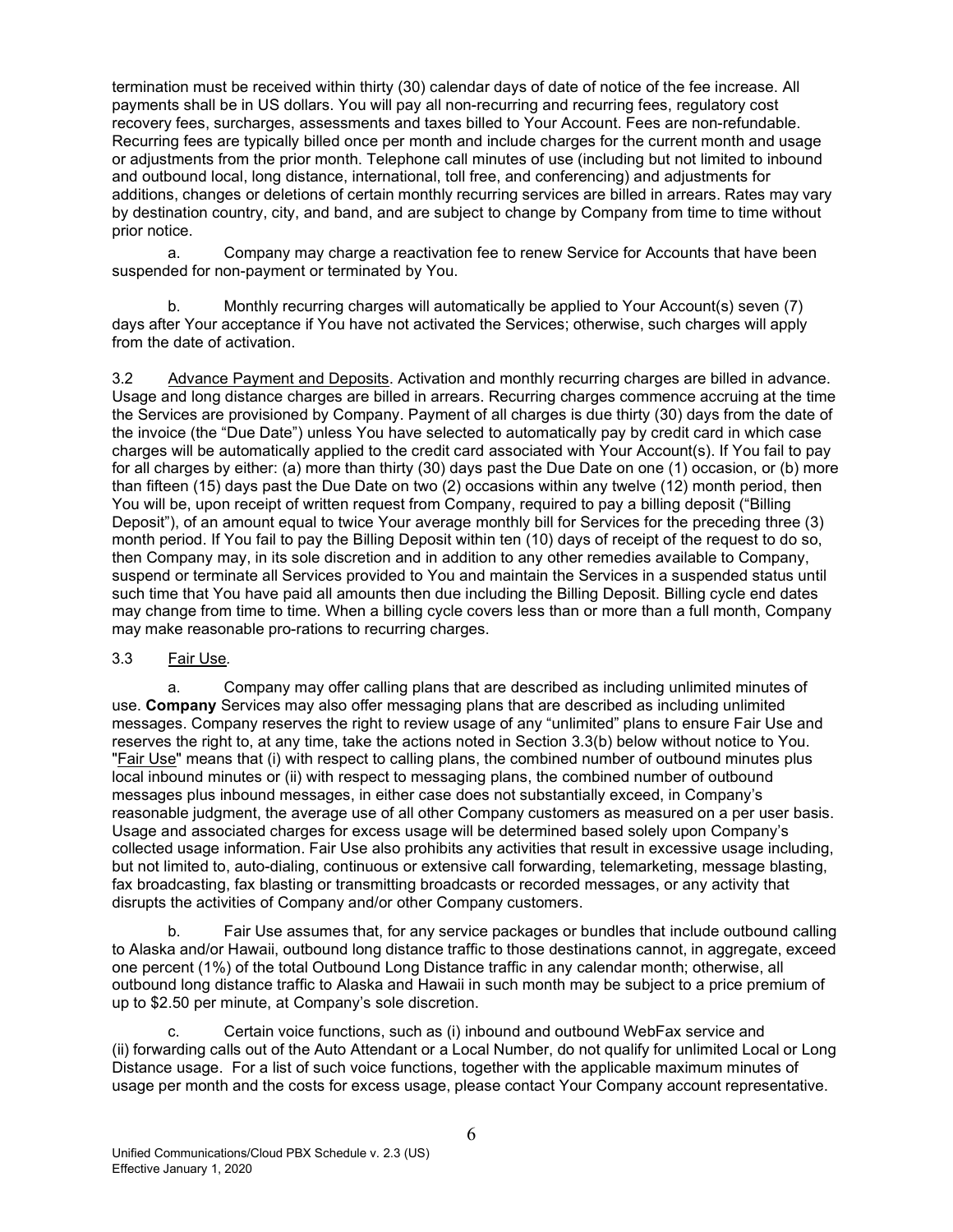termination must be received within thirty (30) calendar days of date of notice of the fee increase. All payments shall be in US dollars. You will pay all non-recurring and recurring fees, regulatory cost recovery fees, surcharges, assessments and taxes billed to Your Account. Fees are non-refundable. Recurring fees are typically billed once per month and include charges for the current month and usage or adjustments from the prior month. Telephone call minutes of use (including but not limited to inbound and outbound local, long distance, international, toll free, and conferencing) and adjustments for additions, changes or deletions of certain monthly recurring services are billed in arrears. Rates may vary by destination country, city, and band, and are subject to change by Company from time to time without prior notice.

a. Company may charge a reactivation fee to renew Service for Accounts that have been suspended for non-payment or terminated by You.

b. Monthly recurring charges will automatically be applied to Your Account(s) seven (7) days after Your acceptance if You have not activated the Services; otherwise, such charges will apply from the date of activation.

3.2 Advance Payment and Deposits. Activation and monthly recurring charges are billed in advance. Usage and long distance charges are billed in arrears. Recurring charges commence accruing at the time the Services are provisioned by Company. Payment of all charges is due thirty (30) days from the date of the invoice (the "Due Date") unless You have selected to automatically pay by credit card in which case charges will be automatically applied to the credit card associated with Your Account(s). If You fail to pay for all charges by either: (a) more than thirty (30) days past the Due Date on one (1) occasion, or (b) more than fifteen (15) days past the Due Date on two (2) occasions within any twelve (12) month period, then You will be, upon receipt of written request from Company, required to pay a billing deposit ("Billing Deposit"), of an amount equal to twice Your average monthly bill for Services for the preceding three (3) month period. If You fail to pay the Billing Deposit within ten (10) days of receipt of the request to do so, then Company may, in its sole discretion and in addition to any other remedies available to Company, suspend or terminate all Services provided to You and maintain the Services in a suspended status until such time that You have paid all amounts then due including the Billing Deposit. Billing cycle end dates may change from time to time. When a billing cycle covers less than or more than a full month, Company may make reasonable pro-rations to recurring charges.

3.3 Fair Use.

a. Company may offer calling plans that are described as including unlimited minutes of use. **Company** Services may also offer messaging plans that are described as including unlimited messages. Company reserves the right to review usage of any "unlimited" plans to ensure Fair Use and reserves the right to, at any time, take the actions noted in Section 3.3(b) below without notice to You. "Fair Use" means that (i) with respect to calling plans, the combined number of outbound minutes plus local inbound minutes or (ii) with respect to messaging plans, the combined number of outbound messages plus inbound messages, in either case does not substantially exceed, in Company's reasonable judgment, the average use of all other Company customers as measured on a per user basis. Usage and associated charges for excess usage will be determined based solely upon Company's collected usage information. Fair Use also prohibits any activities that result in excessive usage including, but not limited to, auto-dialing, continuous or extensive call forwarding, telemarketing, message blasting, fax broadcasting, fax blasting or transmitting broadcasts or recorded messages, or any activity that disrupts the activities of Company and/or other Company customers.

b. Fair Use assumes that, for any service packages or bundles that include outbound calling to Alaska and/or Hawaii, outbound long distance traffic to those destinations cannot, in aggregate, exceed one percent (1%) of the total Outbound Long Distance traffic in any calendar month; otherwise, all outbound long distance traffic to Alaska and Hawaii in such month may be subject to a price premium of up to $2.50 per minute, at Company's sole discretion.

c. Certain voice functions, such as (i) inbound and outbound WebFax service and (ii) forwarding calls out of the Auto Attendant or a Local Number, do not qualify for unlimited Local or Long Distance usage. For a list of such voice functions, together with the applicable maximum minutes of usage per month and the costs for excess usage, please contact Your Company account representative.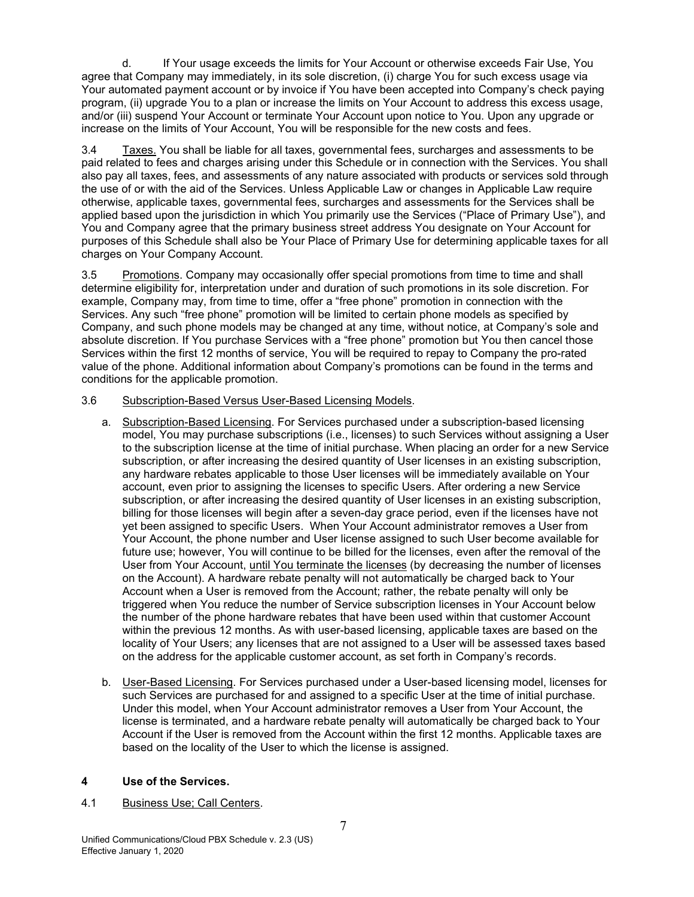d. If Your usage exceeds the limits for Your Account or otherwise exceeds Fair Use, You agree that Company may immediately, in its sole discretion, (i) charge You for such excess usage via Your automated payment account or by invoice if You have been accepted into Company's check paying program, (ii) upgrade You to a plan or increase the limits on Your Account to address this excess usage, and/or (iii) suspend Your Account or terminate Your Account upon notice to You. Upon any upgrade or increase on the limits of Your Account, You will be responsible for the new costs and fees.

3.4 Taxes. You shall be liable for all taxes, governmental fees, surcharges and assessments to be paid related to fees and charges arising under this Schedule or in connection with the Services. You shall also pay all taxes, fees, and assessments of any nature associated with products or services sold through the use of or with the aid of the Services. Unless Applicable Law or changes in Applicable Law require otherwise, applicable taxes, governmental fees, surcharges and assessments for the Services shall be applied based upon the jurisdiction in which You primarily use the Services ("Place of Primary Use"), and You and Company agree that the primary business street address You designate on Your Account for purposes of this Schedule shall also be Your Place of Primary Use for determining applicable taxes for all charges on Your Company Account.

3.5 Promotions. Company may occasionally offer special promotions from time to time and shall determine eligibility for, interpretation under and duration of such promotions in its sole discretion. For example, Company may, from time to time, offer a "free phone" promotion in connection with the Services. Any such "free phone" promotion will be limited to certain phone models as specified by Company, and such phone models may be changed at any time, without notice, at Company's sole and absolute discretion. If You purchase Services with a "free phone" promotion but You then cancel those Services within the first 12 months of service, You will be required to repay to Company the pro-rated value of the phone. Additional information about Company's promotions can be found in the terms and conditions for the applicable promotion.

3.6 Subscription-Based Versus User-Based Licensing Models.

a. Subscription-Based Licensing. For Services purchased under a subscription-based licensing model, You may purchase subscriptions (i.e., licenses) to such Services without assigning a User to the subscription license at the time of initial purchase. When placing an order for a new Service subscription, or after increasing the desired quantity of User licenses in an existing subscription, any hardware rebates applicable to those User licenses will be immediately available on Your account, even prior to assigning the licenses to specific Users. After ordering a new Service subscription, or after increasing the desired quantity of User licenses in an existing subscription, billing for those licenses will begin after a seven-day grace period, even if the licenses have not yet been assigned to specific Users. When Your Account administrator removes a User from Your Account, the phone number and User license assigned to such User become available for future use; however, You will continue to be billed for the licenses, even after the removal of the User from Your Account, until You terminate the licenses (by decreasing the number of licenses on the Account). A hardware rebate penalty will not automatically be charged back to Your Account when a User is removed from the Account; rather, the rebate penalty will only be triggered when You reduce the number of Service subscription licenses in Your Account below the number of the phone hardware rebates that have been used within that customer Account within the previous 12 months. As with user-based licensing, applicable taxes are based on the locality of Your Users; any licenses that are not assigned to a User will be assessed taxes based on the address for the applicable customer account, as set forth in Company's records.

b. User-Based Licensing. For Services purchased under a User-based licensing model, licenses for such Services are purchased for and assigned to a specific User at the time of initial purchase. Under this model, when Your Account administrator removes a User from Your Account, the license is terminated, and a hardware rebate penalty will automatically be charged back to Your Account if the User is removed from the Account within the first 12 months. Applicable taxes are based on the locality of the User to which the license is assigned.

## 4 Use of the Services.

4.1 Business Use; Call Centers.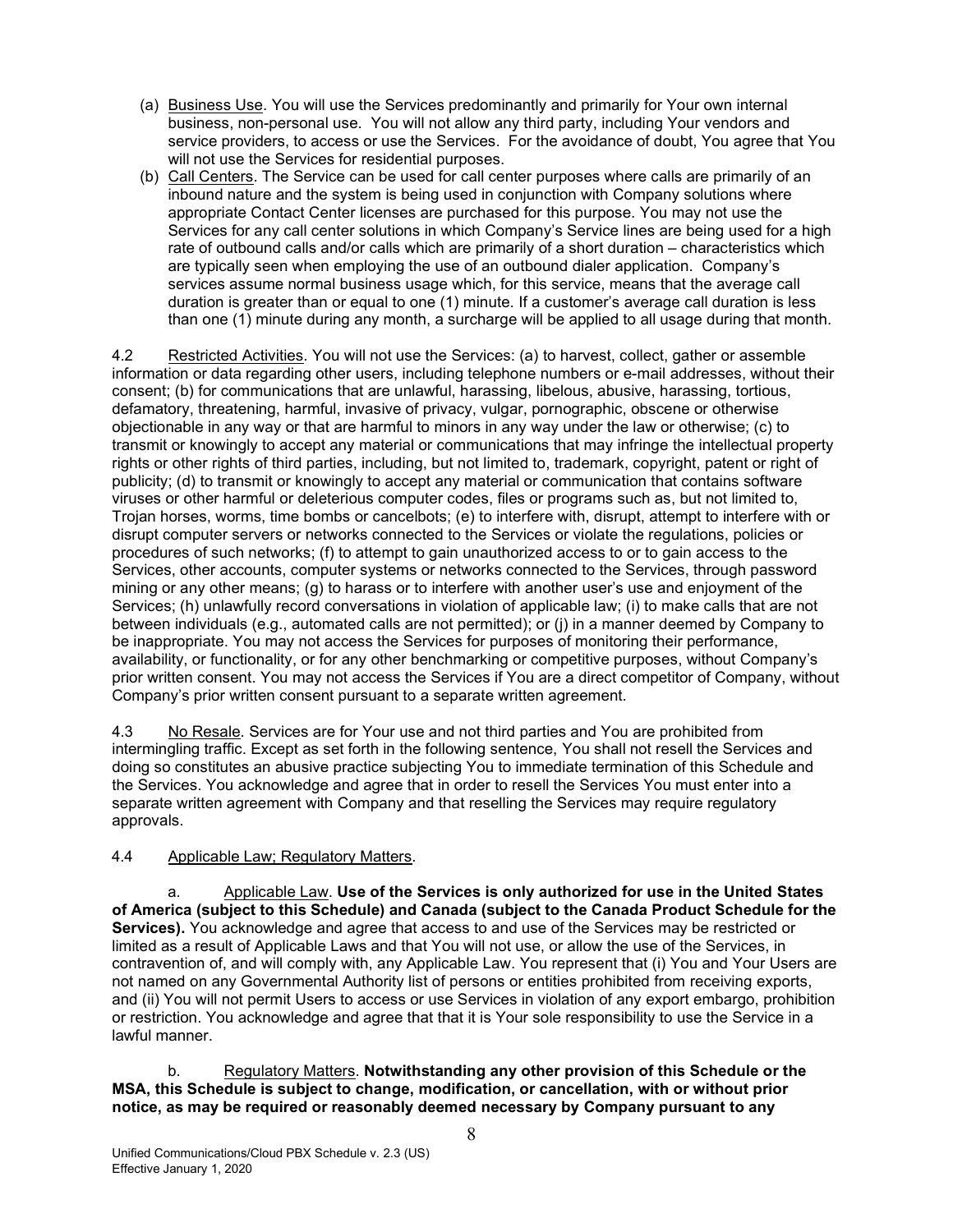(a) Business Use. You will use the Services predominantly and primarily for Your own internal business, non-personal use. You will not allow any third party, including Your vendors and service providers, to access or use the Services. For the avoidance of doubt, You agree that You will not use the Services for residential purposes.

(b) Call Centers. The Service can be used for call center purposes where calls are primarily of an inbound nature and the system is being used in conjunction with Company solutions where appropriate Contact Center licenses are purchased for this purpose. You may not use the Services for any call center solutions in which Company's Service lines are being used for a high rate of outbound calls and/or calls which are primarily of a short duration – characteristics which are typically seen when employing the use of an outbound dialer application. Company's services assume normal business usage which, for this service, means that the average call duration is greater than or equal to one (1) minute. If a customer's average call duration is less than one (1) minute during any month, a surcharge will be applied to all usage during that month.

4.2 Restricted Activities. You will not use the Services: (a) to harvest, collect, gather or assemble information or data regarding other users, including telephone numbers or e-mail addresses, without their consent; (b) for communications that are unlawful, harassing, libelous, abusive, harassing, tortious, defamatory, threatening, harmful, invasive of privacy, vulgar, pornographic, obscene or otherwise objectionable in any way or that are harmful to minors in any way under the law or otherwise; (c) to transmit or knowingly to accept any material or communications that may infringe the intellectual property rights or other rights of third parties, including, but not limited to, trademark, copyright, patent or right of publicity; (d) to transmit or knowingly to accept any material or communication that contains software viruses or other harmful or deleterious computer codes, files or programs such as, but not limited to, Trojan horses, worms, time bombs or cancelbots; (e) to interfere with, disrupt, attempt to interfere with or disrupt computer servers or networks connected to the Services or violate the regulations, policies or procedures of such networks; (f) to attempt to gain unauthorized access to or to gain access to the Services, other accounts, computer systems or networks connected to the Services, through password mining or any other means; (g) to harass or to interfere with another user's use and enjoyment of the Services; (h) unlawfully record conversations in violation of applicable law; (i) to make calls that are not between individuals (e.g., automated calls are not permitted); or (j) in a manner deemed by Company to be inappropriate. You may not access the Services for purposes of monitoring their performance, availability, or functionality, or for any other benchmarking or competitive purposes, without Company's prior written consent. You may not access the Services if You are a direct competitor of Company, without Company's prior written consent pursuant to a separate written agreement.

4.3 No Resale. Services are for Your use and not third parties and You are prohibited from intermingling traffic. Except as set forth in the following sentence, You shall not resell the Services and doing so constitutes an abusive practice subjecting You to immediate termination of this Schedule and the Services. You acknowledge and agree that in order to resell the Services You must enter into a separate written agreement with Company and that reselling the Services may require regulatory approvals.

4.4 Applicable Law; Regulatory Matters.

a. Applicable Law. **Use of the Services is only authorized for use in the United States of America (subject to this Schedule) and Canada (subject to the Canada Product Schedule for the Services).** You acknowledge and agree that access to and use of the Services may be restricted or limited as a result of Applicable Laws and that You will not use, or allow the use of the Services, in contravention of, and will comply with, any Applicable Law. You represent that (i) You and Your Users are not named on any Governmental Authority list of persons or entities prohibited from receiving exports, and (ii) You will not permit Users to access or use Services in violation of any export embargo, prohibition or restriction. You acknowledge and agree that that it is Your sole responsibility to use the Service in a lawful manner.

b. Regulatory Matters. **Notwithstanding any other provision of this Schedule or the MSA, this Schedule is subject to change, modification, or cancellation, with or without prior notice, as may be required or reasonably deemed necessary by Company pursuant to any**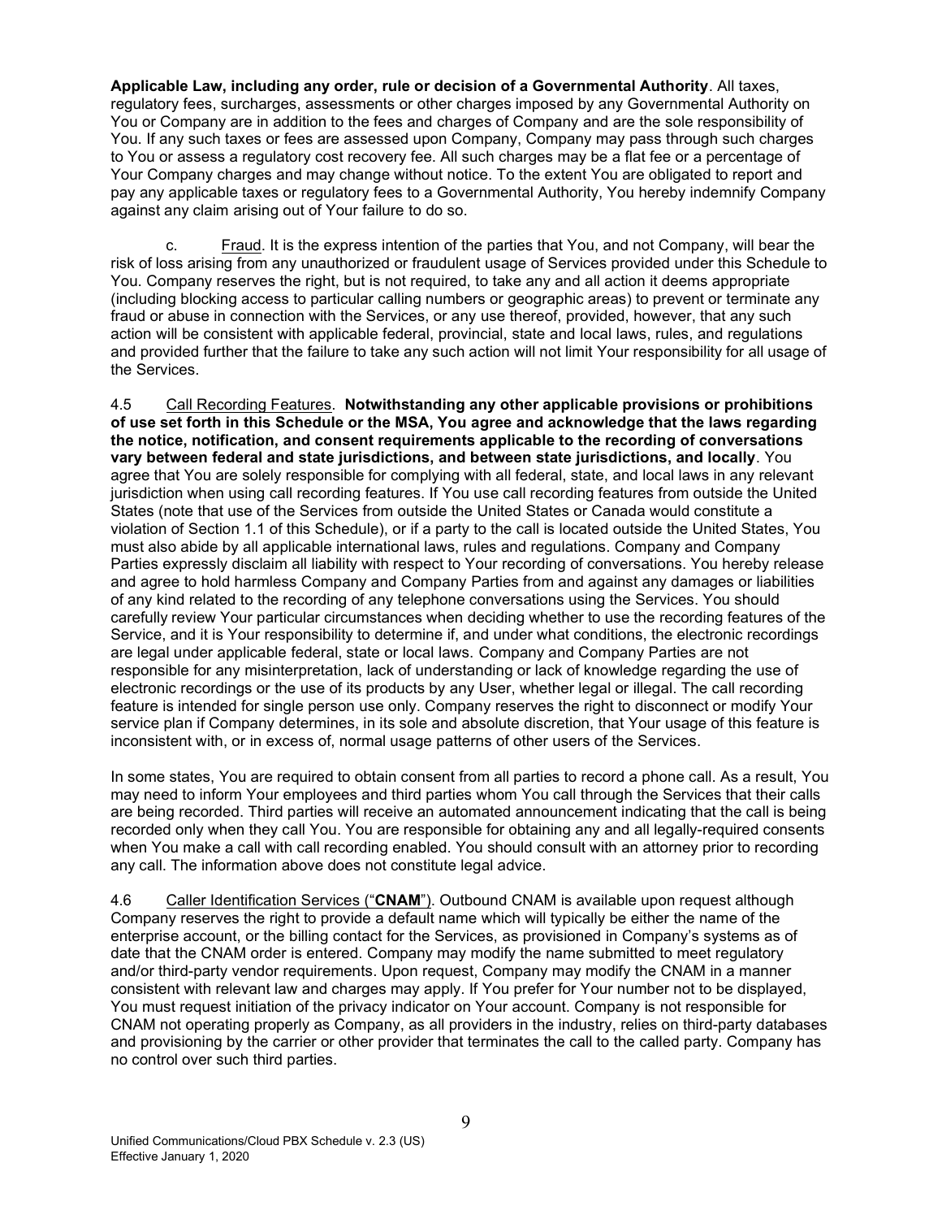**Applicable Law, including any order, rule or decision of a Governmental Authority**. All taxes, regulatory fees, surcharges, assessments or other charges imposed by any Governmental Authority on You or Company are in addition to the fees and charges of Company and are the sole responsibility of You. If any such taxes or fees are assessed upon Company, Company may pass through such charges to You or assess a regulatory cost recovery fee. All such charges may be a flat fee or a percentage of Your Company charges and may change without notice. To the extent You are obligated to report and pay any applicable taxes or regulatory fees to a Governmental Authority, You hereby indemnify Company against any claim arising out of Your failure to do so.

c. Fraud. It is the express intention of the parties that You, and not Company, will bear the risk of loss arising from any unauthorized or fraudulent usage of Services provided under this Schedule to You. Company reserves the right, but is not required, to take any and all action it deems appropriate (including blocking access to particular calling numbers or geographic areas) to prevent or terminate any fraud or abuse in connection with the Services, or any use thereof, provided, however, that any such action will be consistent with applicable federal, provincial, state and local laws, rules, and regulations and provided further that the failure to take any such action will not limit Your responsibility for all usage of the Services.

4.5 Call Recording Features. **Notwithstanding any other applicable provisions or prohibitions of use set forth in this Schedule or the MSA, You agree and acknowledge that the laws regarding the notice, notification, and consent requirements applicable to the recording of conversations vary between federal and state jurisdictions, and between state jurisdictions, and locally**. You agree that You are solely responsible for complying with all federal, state, and local laws in any relevant jurisdiction when using call recording features. If You use call recording features from outside the United States (note that use of the Services from outside the United States or Canada would constitute a violation of Section 1.1 of this Schedule), or if a party to the call is located outside the United States, You must also abide by all applicable international laws, rules and regulations. Company and Company Parties expressly disclaim all liability with respect to Your recording of conversations. You hereby release and agree to hold harmless Company and Company Parties from and against any damages or liabilities of any kind related to the recording of any telephone conversations using the Services. You should carefully review Your particular circumstances when deciding whether to use the recording features of the Service, and it is Your responsibility to determine if, and under what conditions, the electronic recordings are legal under applicable federal, state or local laws. Company and Company Parties are not responsible for any misinterpretation, lack of understanding or lack of knowledge regarding the use of electronic recordings or the use of its products by any User, whether legal or illegal. The call recording feature is intended for single person use only. Company reserves the right to disconnect or modify Your service plan if Company determines, in its sole and absolute discretion, that Your usage of this feature is inconsistent with, or in excess of, normal usage patterns of other users of the Services.

In some states, You are required to obtain consent from all parties to record a phone call. As a result, You may need to inform Your employees and third parties whom You call through the Services that their calls are being recorded. Third parties will receive an automated announcement indicating that the call is being recorded only when they call You. You are responsible for obtaining any and all legally-required consents when You make a call with call recording enabled. You should consult with an attorney prior to recording any call. The information above does not constitute legal advice.

4.6 Caller Identification Services ("**CNAM**"). Outbound CNAM is available upon request although Company reserves the right to provide a default name which will typically be either the name of the enterprise account, or the billing contact for the Services, as provisioned in Company's systems as of date that the CNAM order is entered. Company may modify the name submitted to meet regulatory and/or third-party vendor requirements. Upon request, Company may modify the CNAM in a manner consistent with relevant law and charges may apply. If You prefer for Your number not to be displayed, You must request initiation of the privacy indicator on Your account. Company is not responsible for CNAM not operating properly as Company, as all providers in the industry, relies on third-party databases and provisioning by the carrier or other provider that terminates the call to the called party. Company has no control over such third parties.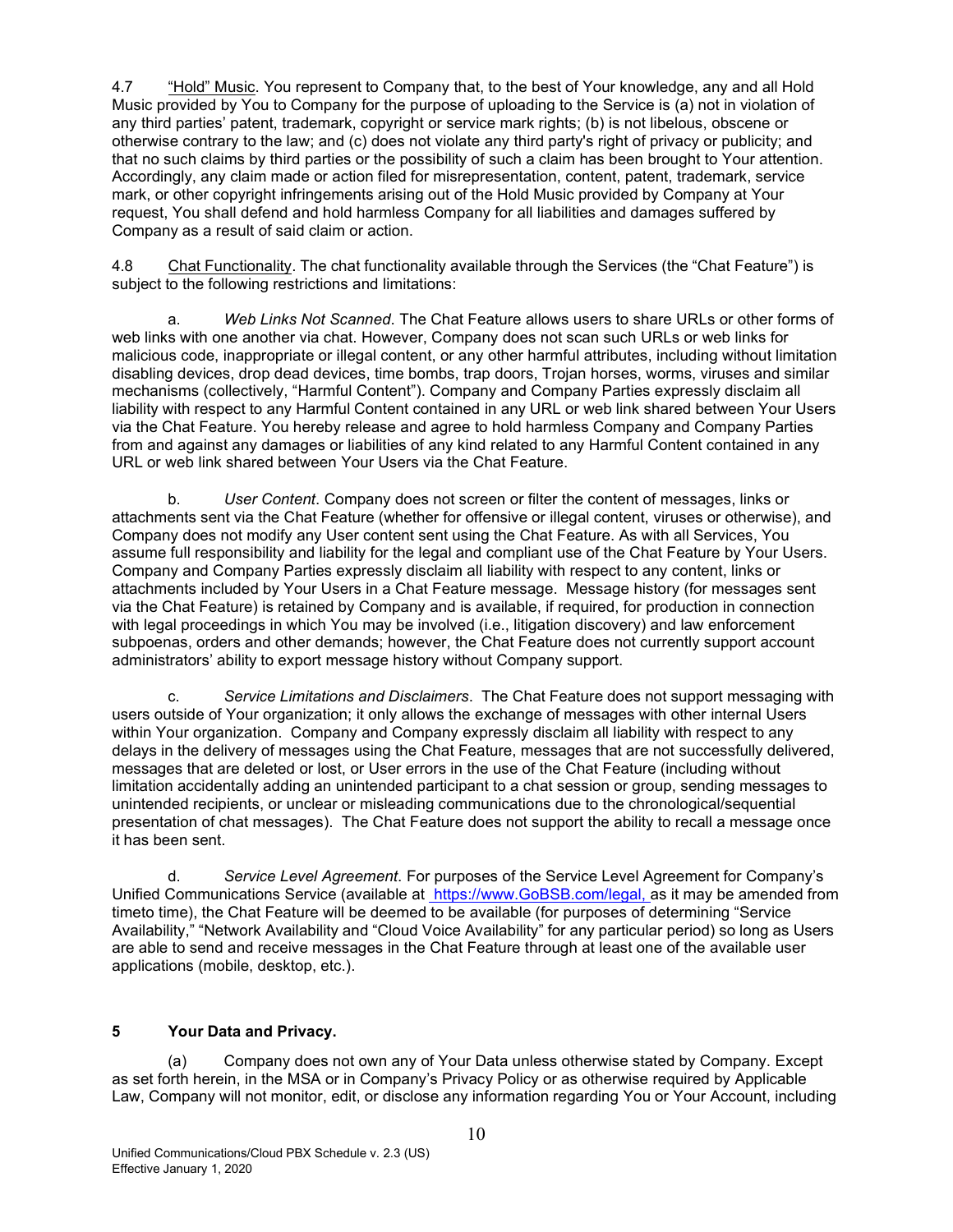4.7 "Hold" Music. You represent to Company that, to the best of Your knowledge, any and all Hold Music provided by You to Company for the purpose of uploading to the Service is (a) not in violation of any third parties' patent, trademark, copyright or service mark rights; (b) is not libelous, obscene or otherwise contrary to the law; and (c) does not violate any third party's right of privacy or publicity; and that no such claims by third parties or the possibility of such a claim has been brought to Your attention. Accordingly, any claim made or action filed for misrepresentation, content, patent, trademark, service mark, or other copyright infringements arising out of the Hold Music provided by Company at Your request, You shall defend and hold harmless Company for all liabilities and damages suffered by Company as a result of said claim or action.

4.8 Chat Functionality. The chat functionality available through the Services (the "Chat Feature") is subject to the following restrictions and limitations:

a. *Web Links Not Scanned*. The Chat Feature allows users to share URLs or other forms of web links with one another via chat. However, Company does not scan such URLs or web links for malicious code, inappropriate or illegal content, or any other harmful attributes, including without limitation disabling devices, drop dead devices, time bombs, trap doors, Trojan horses, worms, viruses and similar mechanisms (collectively, "Harmful Content"). Company and Company Parties expressly disclaim all liability with respect to any Harmful Content contained in any URL or web link shared between Your Users via the Chat Feature. You hereby release and agree to hold harmless Company and Company Parties from and against any damages or liabilities of any kind related to any Harmful Content contained in any URL or web link shared between Your Users via the Chat Feature.

b. *User Content*. Company does not screen or filter the content of messages, links or attachments sent via the Chat Feature (whether for offensive or illegal content, viruses or otherwise), and Company does not modify any User content sent using the Chat Feature. As with all Services, You assume full responsibility and liability for the legal and compliant use of the Chat Feature by Your Users. Company and Company Parties expressly disclaim all liability with respect to any content, links or attachments included by Your Users in a Chat Feature message. Message history (for messages sent via the Chat Feature) is retained by Company and is available, if required, for production in connection with legal proceedings in which You may be involved (i.e., litigation discovery) and law enforcement subpoenas, orders and other demands; however, the Chat Feature does not currently support account administrators' ability to export message history without Company support.

c. *Service Limitations and Disclaimers*. The Chat Feature does not support messaging with users outside of Your organization; it only allows the exchange of messages with other internal Users within Your organization. Company and Company expressly disclaim all liability with respect to any delays in the delivery of messages using the Chat Feature, messages that are not successfully delivered, messages that are deleted or lost, or User errors in the use of the Chat Feature (including without limitation accidentally adding an unintended participant to a chat session or group, sending messages to unintended recipients, or unclear or misleading communications due to the chronological/sequential presentation of chat messages). The Chat Feature does not support the ability to recall a message once it has been sent.

d. *Service Level Agreement*. For purposes of the Service Level Agreement for Company's Unified Communications Service (available at https://www.GoBSB.com/legal, as it may be amended from timeto time), the Chat Feature will be deemed to be available (for purposes of determining "Service Availability," "Network Availability and "Cloud Voice Availability" for any particular period) so long as Users are able to send and receive messages in the Chat Feature through at least one of the available user applications (mobile, desktop, etc.).

## 5 Your Data and Privacy.

(a) Company does not own any of Your Data unless otherwise stated by Company. Except as set forth herein, in the MSA or in Company's Privacy Policy or as otherwise required by Applicable Law, Company will not monitor, edit, or disclose any information regarding You or Your Account, including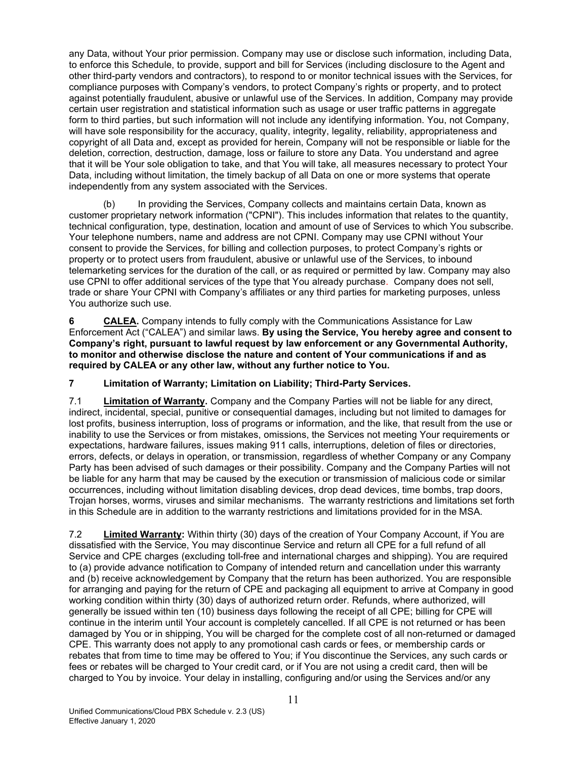any Data, without Your prior permission. Company may use or disclose such information, including Data, to enforce this Schedule, to provide, support and bill for Services (including disclosure to the Agent and other third-party vendors and contractors), to respond to or monitor technical issues with the Services, for compliance purposes with Company's vendors, to protect Company's rights or property, and to protect against potentially fraudulent, abusive or unlawful use of the Services. In addition, Company may provide certain user registration and statistical information such as usage or user traffic patterns in aggregate form to third parties, but such information will not include any identifying information. You, not Company, will have sole responsibility for the accuracy, quality, integrity, legality, reliability, appropriateness and copyright of all Data and, except as provided for herein, Company will not be responsible or liable for the deletion, correction, destruction, damage, loss or failure to store any Data. You understand and agree that it will be Your sole obligation to take, and that You will take, all measures necessary to protect Your Data, including without limitation, the timely backup of all Data on one or more systems that operate independently from any system associated with the Services.

(b) In providing the Services, Company collects and maintains certain Data, known as customer proprietary network information ("CPNI"). This includes information that relates to the quantity, technical configuration, type, destination, location and amount of use of Services to which You subscribe. Your telephone numbers, name and address are not CPNI. Company may use CPNI without Your consent to provide the Services, for billing and collection purposes, to protect Company's rights or property or to protect users from fraudulent, abusive or unlawful use of the Services, to inbound telemarketing services for the duration of the call, or as required or permitted by law. Company may also use CPNI to offer additional services of the type that You already purchase. Company does not sell, trade or share Your CPNI with Company's affiliates or any third parties for marketing purposes, unless You authorize such use.

**6 CALEA.** Company intends to fully comply with the Communications Assistance for Law Enforcement Act ("CALEA") and similar laws. **By using the Service, You hereby agree and consent to Company's right, pursuant to lawful request by law enforcement or any Governmental Authority, to monitor and otherwise disclose the nature and content of Your communications if and as required by CALEA or any other law, without any further notice to You.**

## 7 Limitation of Warranty; Limitation on Liability; Third-Party Services.

7.1 **Limitation of Warranty.** Company and the Company Parties will not be liable for any direct, indirect, incidental, special, punitive or consequential damages, including but not limited to damages for lost profits, business interruption, loss of programs or information, and the like, that result from the use or inability to use the Services or from mistakes, omissions, the Services not meeting Your requirements or expectations, hardware failures, issues making 911 calls, interruptions, deletion of files or directories, errors, defects, or delays in operation, or transmission, regardless of whether Company or any Company Party has been advised of such damages or their possibility. Company and the Company Parties will not be liable for any harm that may be caused by the execution or transmission of malicious code or similar occurrences, including without limitation disabling devices, drop dead devices, time bombs, trap doors, Trojan horses, worms, viruses and similar mechanisms. The warranty restrictions and limitations set forth in this Schedule are in addition to the warranty restrictions and limitations provided for in the MSA.

7.2 **Limited Warranty:** Within thirty (30) days of the creation of Your Company Account, if You are dissatisfied with the Service, You may discontinue Service and return all CPE for a full refund of all Service and CPE charges (excluding toll-free and international charges and shipping). You are required to (a) provide advance notification to Company of intended return and cancellation under this warranty and (b) receive acknowledgement by Company that the return has been authorized. You are responsible for arranging and paying for the return of CPE and packaging all equipment to arrive at Company in good working condition within thirty (30) days of authorized return order. Refunds, where authorized, will generally be issued within ten (10) business days following the receipt of all CPE; billing for CPE will continue in the interim until Your account is completely cancelled. If all CPE is not returned or has been damaged by You or in shipping, You will be charged for the complete cost of all non-returned or damaged CPE. This warranty does not apply to any promotional cash cards or fees, or membership cards or rebates that from time to time may be offered to You; if You discontinue the Services, any such cards or fees or rebates will be charged to Your credit card, or if You are not using a credit card, then will be charged to You by invoice. Your delay in installing, configuring and/or using the Services and/or any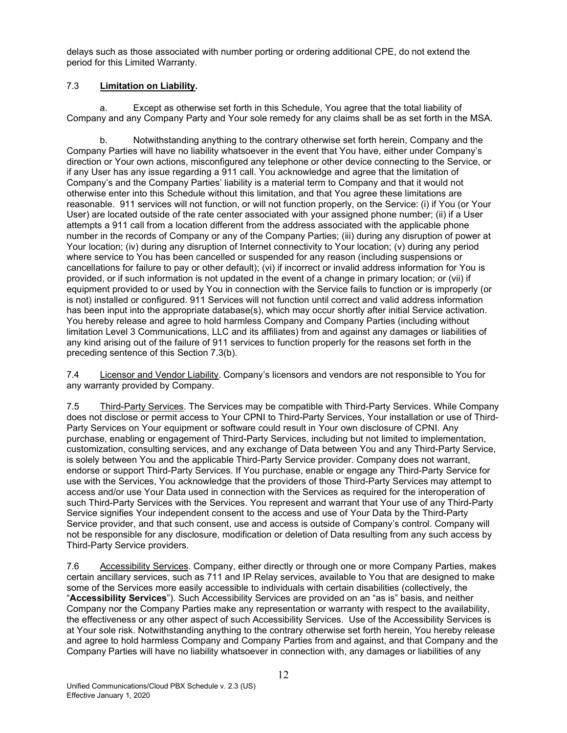delays such as those associated with number porting or ordering additional CPE, do not extend the period for this Limited Warranty.

7.3 **Limitation on Liability.**

a. Except as otherwise set forth in this Schedule, You agree that the total liability of Company and any Company Party and Your sole remedy for any claims shall be as set forth in the MSA.

b. Notwithstanding anything to the contrary otherwise set forth herein, Company and the Company Parties will have no liability whatsoever in the event that You have, either under Company's direction or Your own actions, misconfigured any telephone or other device connecting to the Service, or if any User has any issue regarding a 911 call. You acknowledge and agree that the limitation of Company's and the Company Parties' liability is a material term to Company and that it would not otherwise enter into this Schedule without this limitation, and that You agree these limitations are reasonable. 911 services will not function, or will not function properly, on the Service: (i) if You (or Your User) are located outside of the rate center associated with your assigned phone number; (ii) if a User attempts a 911 call from a location different from the address associated with the applicable phone number in the records of Company or any of the Company Parties; (iii) during any disruption of power at Your location; (iv) during any disruption of Internet connectivity to Your location; (v) during any period where service to You has been cancelled or suspended for any reason (including suspensions or cancellations for failure to pay or other default); (vi) if incorrect or invalid address information for You is provided, or if such information is not updated in the event of a change in primary location; or (vii) if equipment provided to or used by You in connection with the Service fails to function or is improperly (or is not) installed or configured. 911 Services will not function until correct and valid address information has been input into the appropriate database(s), which may occur shortly after initial Service activation. You hereby release and agree to hold harmless Company and Company Parties (including without limitation Level 3 Communications, LLC and its affiliates) from and against any damages or liabilities of any kind arising out of the failure of 911 services to function properly for the reasons set forth in the preceding sentence of this Section 7.3(b).

7.4 Licensor and Vendor Liability. Company's licensors and vendors are not responsible to You for any warranty provided by Company.

7.5 Third-Party Services. The Services may be compatible with Third-Party Services. While Company does not disclose or permit access to Your CPNI to Third-Party Services, Your installation or use of Third-Party Services on Your equipment or software could result in Your own disclosure of CPNI. Any purchase, enabling or engagement of Third-Party Services, including but not limited to implementation, customization, consulting services, and any exchange of Data between You and any Third-Party Service, is solely between You and the applicable Third-Party Service provider. Company does not warrant, endorse or support Third-Party Services. If You purchase, enable or engage any Third-Party Service for use with the Services, You acknowledge that the providers of those Third-Party Services may attempt to access and/or use Your Data used in connection with the Services as required for the interoperation of such Third-Party Services with the Services. You represent and warrant that Your use of any Third-Party Service signifies Your independent consent to the access and use of Your Data by the Third-Party Service provider, and that such consent, use and access is outside of Company's control. Company will not be responsible for any disclosure, modification or deletion of Data resulting from any such access by Third-Party Service providers.

7.6 Accessibility Services. Company, either directly or through one or more Company Parties, makes certain ancillary services, such as 711 and IP Relay services, available to You that are designed to make some of the Services more easily accessible to individuals with certain disabilities (collectively, the "**Accessibility Services**"). Such Accessibility Services are provided on an "as is" basis, and neither Company nor the Company Parties make any representation or warranty with respect to the availability, the effectiveness or any other aspect of such Accessibility Services. Use of the Accessibility Services is at Your sole risk. Notwithstanding anything to the contrary otherwise set forth herein, You hereby release and agree to hold harmless Company and Company Parties from and against, and that Company and the Company Parties will have no liability whatsoever in connection with, any damages or liabilities of any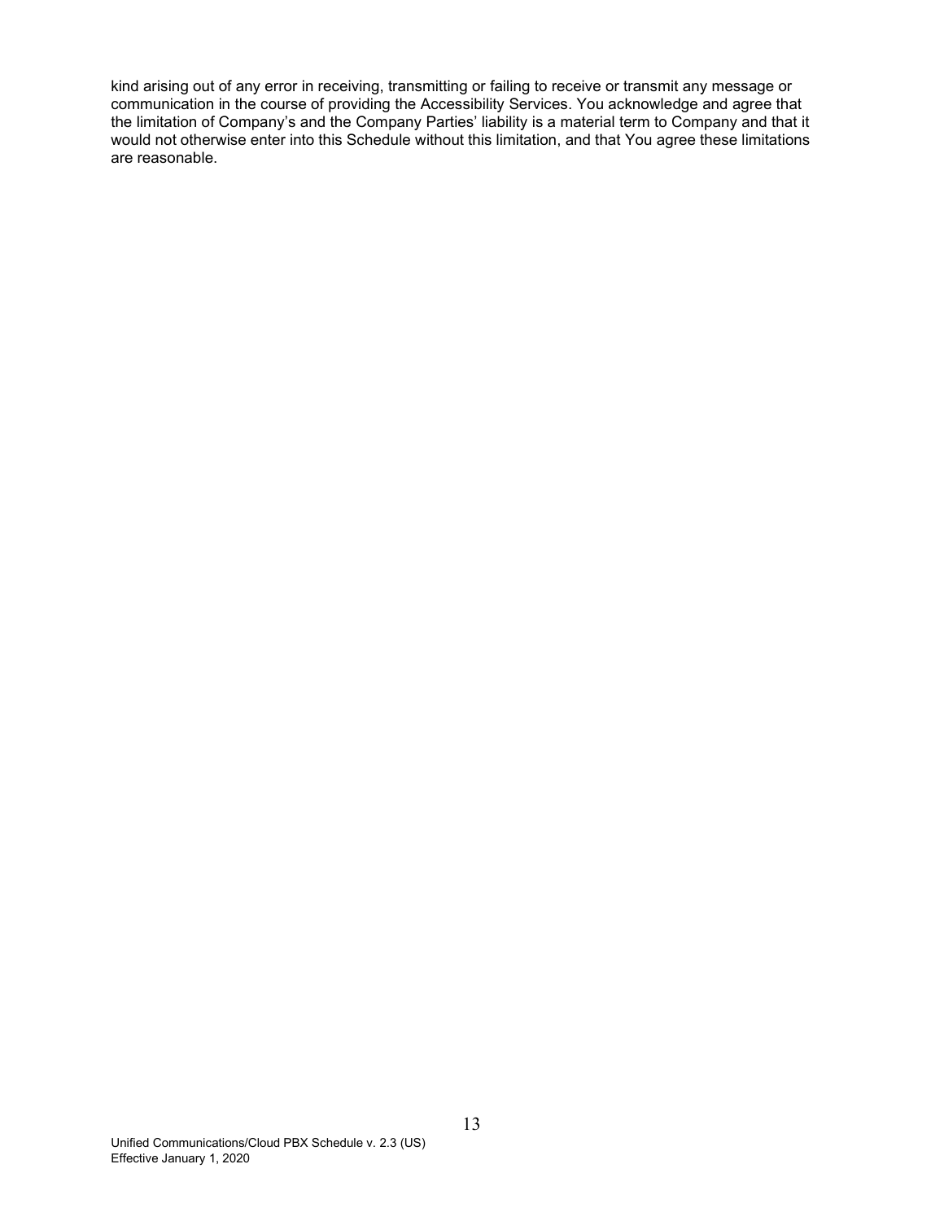kind arising out of any error in receiving, transmitting or failing to receive or transmit any message or communication in the course of providing the Accessibility Services. You acknowledge and agree that the limitation of Company's and the Company Parties' liability is a material term to Company and that it would not otherwise enter into this Schedule without this limitation, and that You agree these limitations are reasonable.